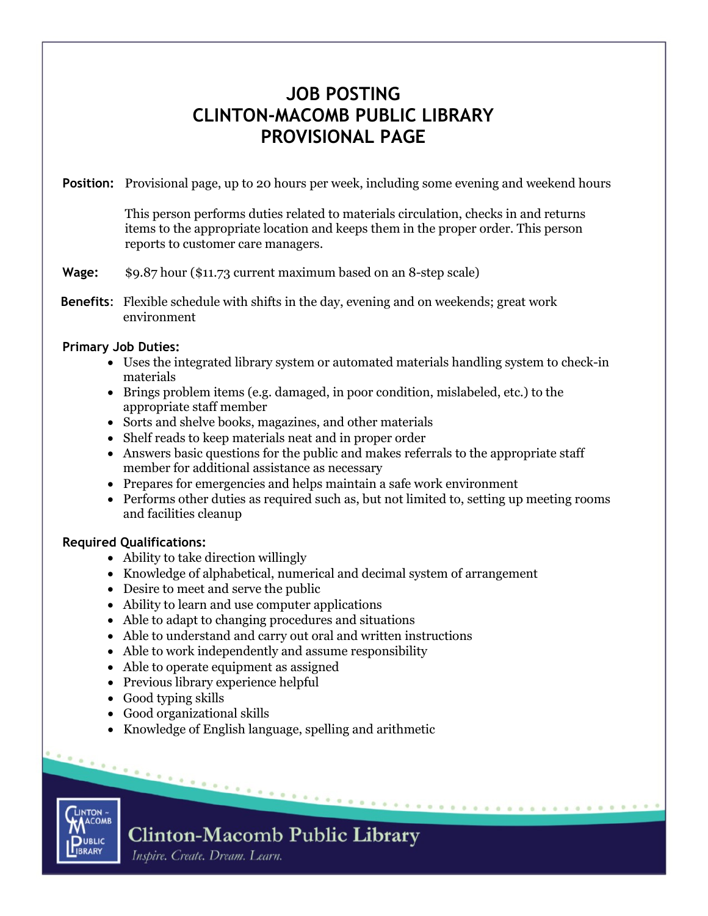# JOB POSTING
# CLINTON-MACOMB PUBLIC LIBRARY
# PROVISIONAL PAGE

**Position:** Provisional page, up to 20 hours per week, including some evening and weekend hours

This person performs duties related to materials circulation, checks in and returns items to the appropriate location and keeps them in the proper order. This person reports to customer care managers.

**Wage:** $9.87 hour ($11.73 current maximum based on an 8-step scale)

**Benefits:** Flexible schedule with shifts in the day, evening and on weekends; great work environment

**Primary Job Duties:**

- Uses the integrated library system or automated materials handling system to check-in materials
- Brings problem items (e.g. damaged, in poor condition, mislabeled, etc.) to the appropriate staff member
- Sorts and shelve books, magazines, and other materials
- Shelf reads to keep materials neat and in proper order
- Answers basic questions for the public and makes referrals to the appropriate staff member for additional assistance as necessary
- Prepares for emergencies and helps maintain a safe work environment
- Performs other duties as required such as, but not limited to, setting up meeting rooms and facilities cleanup

**Required Qualifications:**

- Ability to take direction willingly
- Knowledge of alphabetical, numerical and decimal system of arrangement
- Desire to meet and serve the public
- Ability to learn and use computer applications
- Able to adapt to changing procedures and situations
- Able to understand and carry out oral and written instructions
- Able to work independently and assume responsibility
- Able to operate equipment as assigned
- Previous library experience helpful
- Good typing skills
- Good organizational skills
- Knowledge of English language, spelling and arithmetic

Clinton-Macomb Public Library

*Inspire. Create. Dream. Learn.*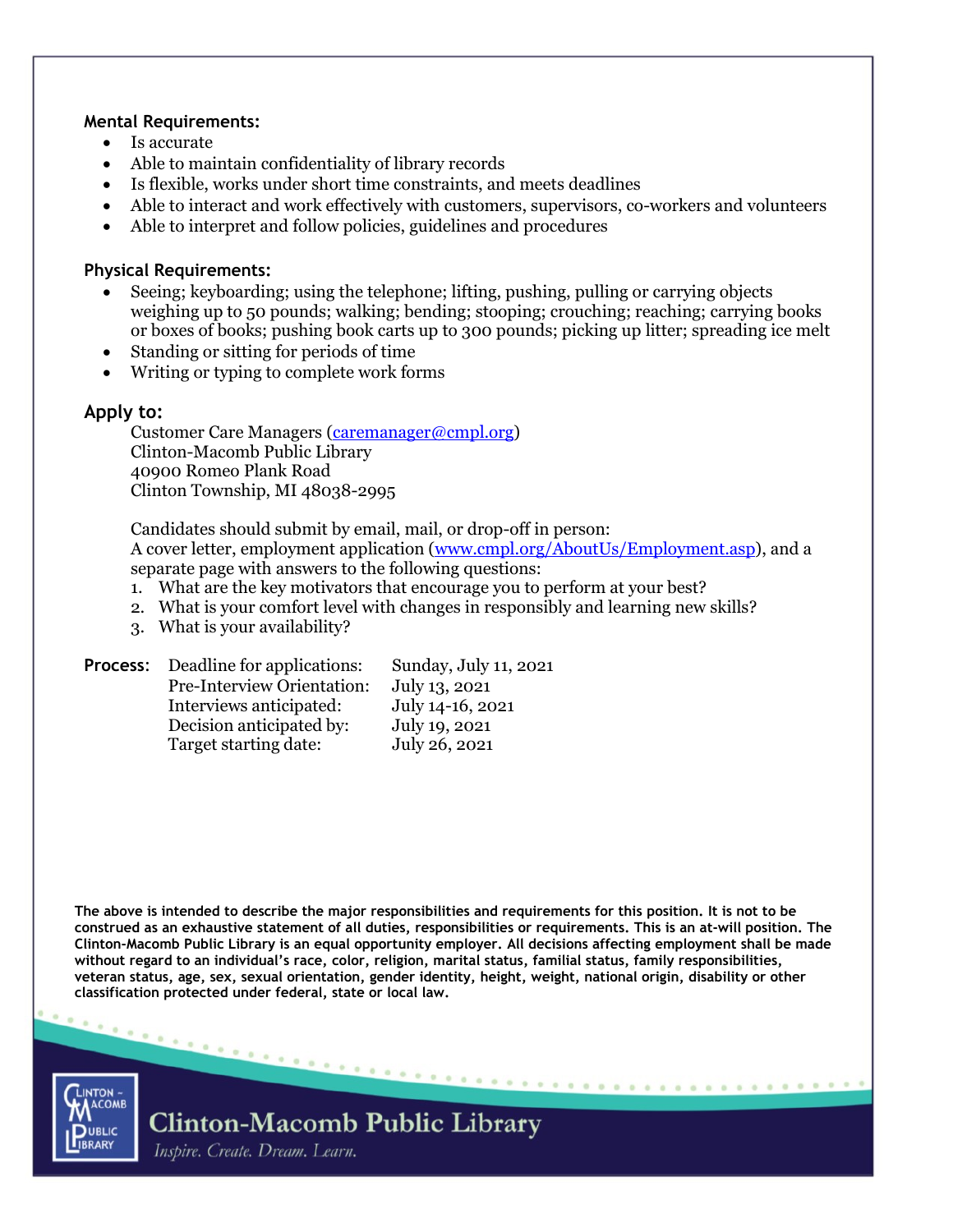**Mental Requirements:**

- Is accurate
- Able to maintain confidentiality of library records
- Is flexible, works under short time constraints, and meets deadlines
- Able to interact and work effectively with customers, supervisors, co-workers and volunteers
- Able to interpret and follow policies, guidelines and procedures

**Physical Requirements:**

- Seeing; keyboarding; using the telephone; lifting, pushing, pulling or carrying objects weighing up to 50 pounds; walking; bending; stooping; crouching; reaching; carrying books or boxes of books; pushing book carts up to 300 pounds; picking up litter; spreading ice melt
- Standing or sitting for periods of time
- Writing or typing to complete work forms

## Apply to:

Customer Care Managers (caremanager@cmpl.org)
Clinton-Macomb Public Library
40900 Romeo Plank Road
Clinton Township, MI 48038-2995

Candidates should submit by email, mail, or drop-off in person:
A cover letter, employment application (www.cmpl.org/AboutUs/Employment.asp), and a separate page with answers to the following questions:

1. What are the key motivators that encourage you to perform at your best?
2. What is your comfort level with changes in responsibly and learning new skills?
3. What is your availability?

**Process:**

| | |
|---|---|
| Deadline for applications: | Sunday, July 11, 2021 |
| Pre-Interview Orientation: | July 13, 2021 |
| Interviews anticipated: | July 14-16, 2021 |
| Decision anticipated by: | July 19, 2021 |
| Target starting date: | July 26, 2021 |

**The above is intended to describe the major responsibilities and requirements for this position. It is not to be construed as an exhaustive statement of all duties, responsibilities or requirements. This is an at-will position. The Clinton-Macomb Public Library is an equal opportunity employer. All decisions affecting employment shall be made without regard to an individual's race, color, religion, marital status, familial status, family responsibilities, veteran status, age, sex, sexual orientation, gender identity, height, weight, national origin, disability or other classification protected under federal, state or local law.**

Clinton-Macomb Public Library

*Inspire. Create. Dream. Learn.*